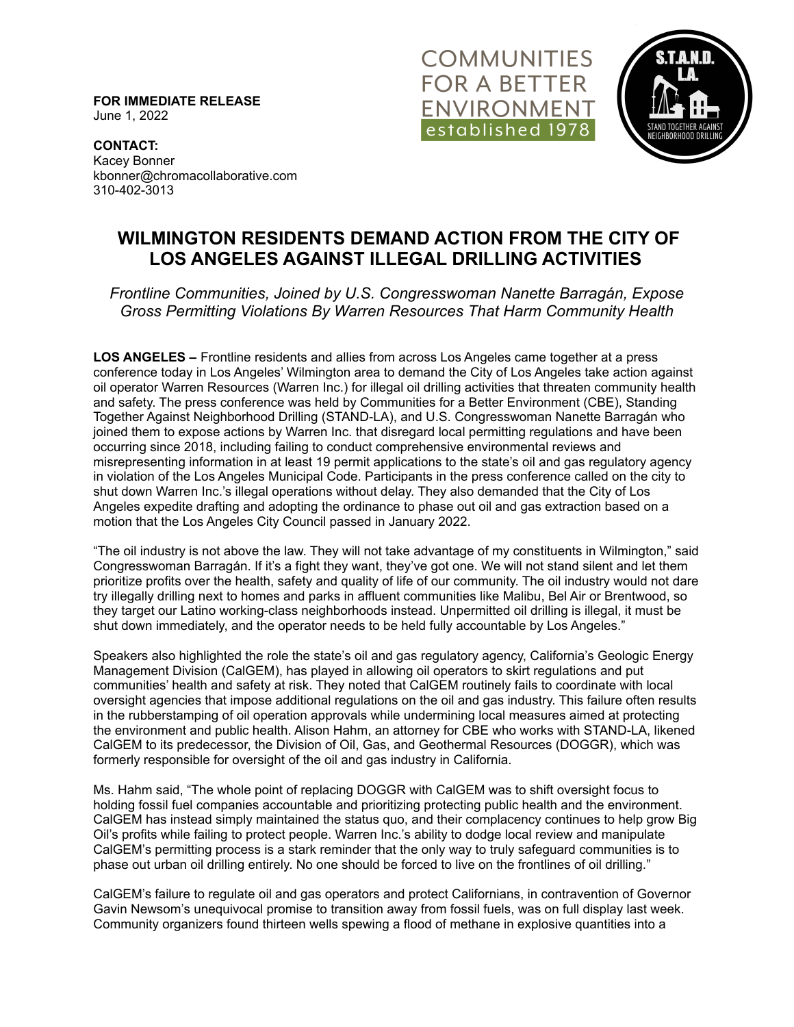**FOR IMMEDIATE RELEASE**
June 1, 2022

**CONTACT:**
Kacey Bonner
kbonner@chromacollaborative.com
310-402-3013

COMMUNITIES FOR A BETTER ENVIRONMENT established 1978

S.T.A.N.D. L.A. STAND TOGETHER AGAINST NEIGHBORHOOD DRILLING

# WILMINGTON RESIDENTS DEMAND ACTION FROM THE CITY OF LOS ANGELES AGAINST ILLEGAL DRILLING ACTIVITIES

*Frontline Communities, Joined by U.S. Congresswoman Nanette Barragán, Expose Gross Permitting Violations By Warren Resources That Harm Community Health*

**LOS ANGELES –** Frontline residents and allies from across Los Angeles came together at a press conference today in Los Angeles' Wilmington area to demand the City of Los Angeles take action against oil operator Warren Resources (Warren Inc.) for illegal oil drilling activities that threaten community health and safety. The press conference was held by Communities for a Better Environment (CBE), Standing Together Against Neighborhood Drilling (STAND-LA), and U.S. Congresswoman Nanette Barragán who joined them to expose actions by Warren Inc. that disregard local permitting regulations and have been occurring since 2018, including failing to conduct comprehensive environmental reviews and misrepresenting information in at least 19 permit applications to the state's oil and gas regulatory agency in violation of the Los Angeles Municipal Code. Participants in the press conference called on the city to shut down Warren Inc.'s illegal operations without delay. They also demanded that the City of Los Angeles expedite drafting and adopting the ordinance to phase out oil and gas extraction based on a motion that the Los Angeles City Council passed in January 2022.

"The oil industry is not above the law. They will not take advantage of my constituents in Wilmington," said Congresswoman Barragán. If it's a fight they want, they've got one. We will not stand silent and let them prioritize profits over the health, safety and quality of life of our community. The oil industry would not dare try illegally drilling next to homes and parks in affluent communities like Malibu, Bel Air or Brentwood, so they target our Latino working-class neighborhoods instead. Unpermitted oil drilling is illegal, it must be shut down immediately, and the operator needs to be held fully accountable by Los Angeles."

Speakers also highlighted the role the state's oil and gas regulatory agency, California's Geologic Energy Management Division (CalGEM), has played in allowing oil operators to skirt regulations and put communities' health and safety at risk. They noted that CalGEM routinely fails to coordinate with local oversight agencies that impose additional regulations on the oil and gas industry. This failure often results in the rubberstamping of oil operation approvals while undermining local measures aimed at protecting the environment and public health. Alison Hahm, an attorney for CBE who works with STAND-LA, likened CalGEM to its predecessor, the Division of Oil, Gas, and Geothermal Resources (DOGGR), which was formerly responsible for oversight of the oil and gas industry in California.

Ms. Hahm said, "The whole point of replacing DOGGR with CalGEM was to shift oversight focus to holding fossil fuel companies accountable and prioritizing protecting public health and the environment. CalGEM has instead simply maintained the status quo, and their complacency continues to help grow Big Oil's profits while failing to protect people. Warren Inc.'s ability to dodge local review and manipulate CalGEM's permitting process is a stark reminder that the only way to truly safeguard communities is to phase out urban oil drilling entirely. No one should be forced to live on the frontlines of oil drilling."

CalGEM's failure to regulate oil and gas operators and protect Californians, in contravention of Governor Gavin Newsom's unequivocal promise to transition away from fossil fuels, was on full display last week. Community organizers found thirteen wells spewing a flood of methane in explosive quantities into a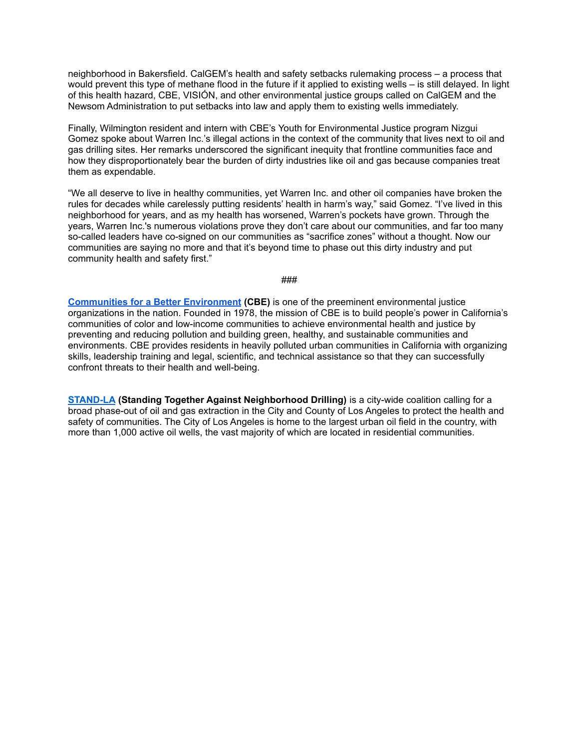neighborhood in Bakersfield. CalGEM's health and safety setbacks rulemaking process – a process that would prevent this type of methane flood in the future if it applied to existing wells – is still delayed. In light of this health hazard, CBE, VISIÓN, and other environmental justice groups called on CalGEM and the Newsom Administration to put setbacks into law and apply them to existing wells immediately.

Finally, Wilmington resident and intern with CBE's Youth for Environmental Justice program Nizgui Gomez spoke about Warren Inc.'s illegal actions in the context of the community that lives next to oil and gas drilling sites. Her remarks underscored the significant inequity that frontline communities face and how they disproportionately bear the burden of dirty industries like oil and gas because companies treat them as expendable.

"We all deserve to live in healthy communities, yet Warren Inc. and other oil companies have broken the rules for decades while carelessly putting residents' health in harm's way," said Gomez. "I've lived in this neighborhood for years, and as my health has worsened, Warren's pockets have grown. Through the years, Warren Inc.'s numerous violations prove they don't care about our communities, and far too many so-called leaders have co-signed on our communities as "sacrifice zones" without a thought. Now our communities are saying no more and that it's beyond time to phase out this dirty industry and put community health and safety first."

###

**Communities for a Better Environment (CBE)** is one of the preeminent environmental justice organizations in the nation. Founded in 1978, the mission of CBE is to build people's power in California's communities of color and low-income communities to achieve environmental health and justice by preventing and reducing pollution and building green, healthy, and sustainable communities and environments. CBE provides residents in heavily polluted urban communities in California with organizing skills, leadership training and legal, scientific, and technical assistance so that they can successfully confront threats to their health and well-being.

**STAND-LA (Standing Together Against Neighborhood Drilling)** is a city-wide coalition calling for a broad phase-out of oil and gas extraction in the City and County of Los Angeles to protect the health and safety of communities. The City of Los Angeles is home to the largest urban oil field in the country, with more than 1,000 active oil wells, the vast majority of which are located in residential communities.